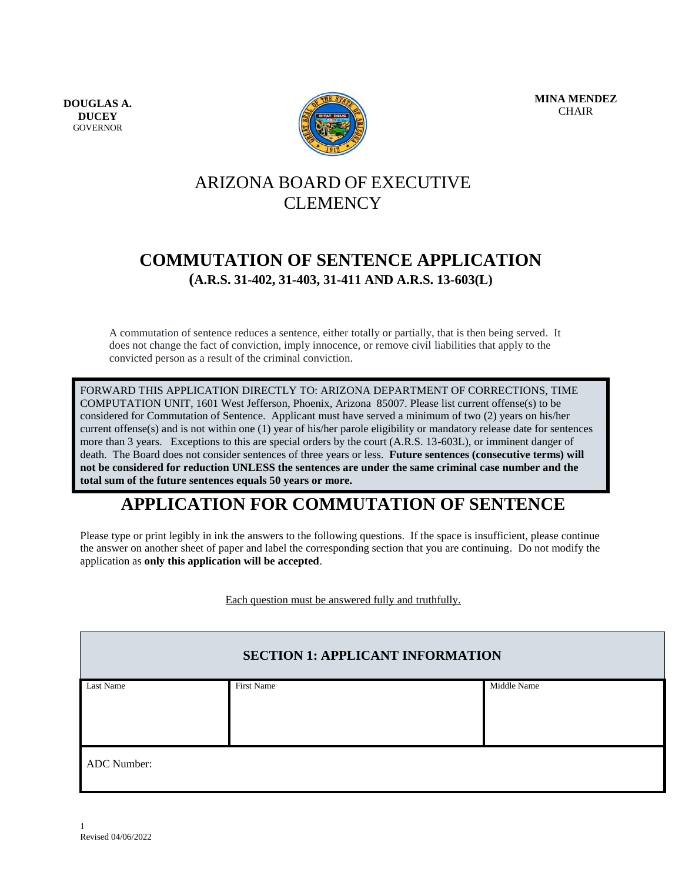**DOUGLAS A. DUCEY**
GOVERNOR

**MINA MENDEZ**
CHAIR

# ARIZONA BOARD OF EXECUTIVE CLEMENCY

## COMMUTATION OF SENTENCE APPLICATION
### (A.R.S. 31-402, 31-403, 31-411 AND A.R.S. 13-603(L)

A commutation of sentence reduces a sentence, either totally or partially, that is then being served. It does not change the fact of conviction, imply innocence, or remove civil liabilities that apply to the convicted person as a result of the criminal conviction.

FORWARD THIS APPLICATION DIRECTLY TO: ARIZONA DEPARTMENT OF CORRECTIONS, TIME COMPUTATION UNIT, 1601 West Jefferson, Phoenix, Arizona 85007. Please list current offense(s) to be considered for Commutation of Sentence. Applicant must have served a minimum of two (2) years on his/her current offense(s) and is not within one (1) year of his/her parole eligibility or mandatory release date for sentences more than 3 years. Exceptions to this are special orders by the court (A.R.S. 13-603L), or imminent danger of death. The Board does not consider sentences of three years or less. **Future sentences (consecutive terms) will not be considered for reduction UNLESS the sentences are under the same criminal case number and the total sum of the future sentences equals 50 years or more.**

## APPLICATION FOR COMMUTATION OF SENTENCE

Please type or print legibly in ink the answers to the following questions. If the space is insufficient, please continue the answer on another sheet of paper and label the corresponding section that you are continuing. Do not modify the application as **only this application will be accepted**.

Each question must be answered fully and truthfully.

| **SECTION 1: APPLICANT INFORMATION** | | |
|---|---|---|
| Last Name | First Name | Middle Name |
| ADC Number: | | |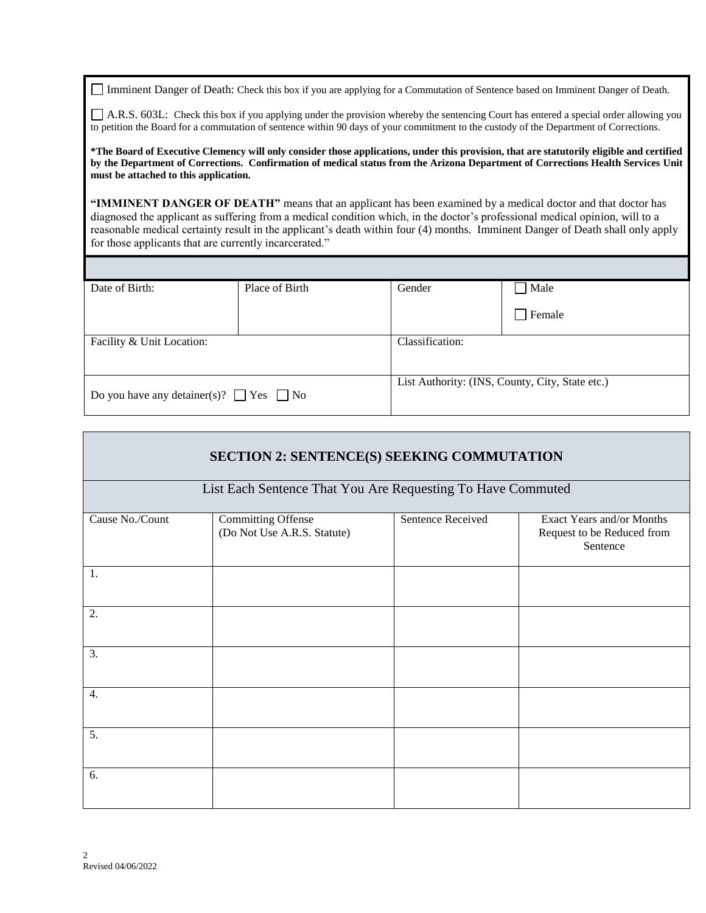☐ Imminent Danger of Death: Check this box if you are applying for a Commutation of Sentence based on Imminent Danger of Death.

☐ A.R.S. 603L: Check this box if you applying under the provision whereby the sentencing Court has entered a special order allowing you to petition the Board for a commutation of sentence within 90 days of your commitment to the custody of the Department of Corrections.

**\*The Board of Executive Clemency will only consider those applications, under this provision, that are statutorily eligible and certified by the Department of Corrections. Confirmation of medical status from the Arizona Department of Corrections Health Services Unit must be attached to this application.**

**"IMMINENT DANGER OF DEATH"** means that an applicant has been examined by a medical doctor and that doctor has diagnosed the applicant as suffering from a medical condition which, in the doctor's professional medical opinion, will to a reasonable medical certainty result in the applicant's death within four (4) months. Imminent Danger of Death shall only apply for those applicants that are currently incarcerated."

| Date of Birth: | Place of Birth | Gender | ☐ Male<br>☐ Female |
|---|---|---|---|
| Facility & Unit Location: | | Classification: | |
| Do you have any detainer(s)? ☐ Yes ☐ No | | List Authority: (INS, County, City, State etc.) | |

## SECTION 2: SENTENCE(S) SEEKING COMMUTATION

List Each Sentence That You Are Requesting To Have Commuted

| Cause No./Count | Committing Offense (Do Not Use A.R.S. Statute) | Sentence Received | Exact Years and/or Months Request to be Reduced from Sentence |
|---|---|---|---|
| 1. | | | |
| 2. | | | |
| 3. | | | |
| 4. | | | |
| 5. | | | |
| 6. | | | |

Revised 04/06/2022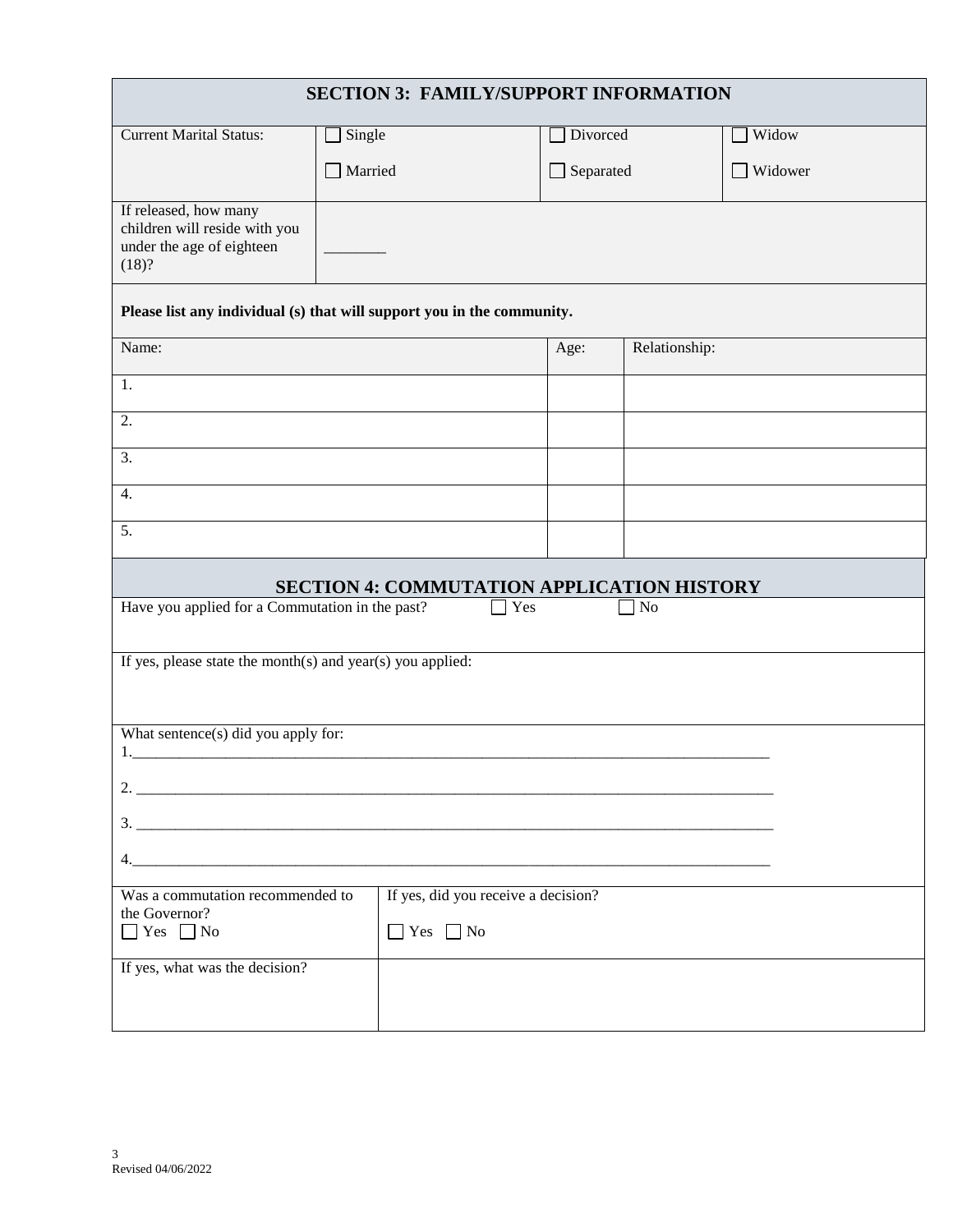## SECTION 3: FAMILY/SUPPORT INFORMATION

| Current Marital Status: | ☐ Single | ☐ Divorced | ☐ Widow |
|---|---|---|---|
| | ☐ Married | ☐ Separated | ☐ Widower |

| If released, how many children will reside with you under the age of eighteen (18)? | ________ |
|---|---|

**Please list any individual (s) that will support you in the community.**

| Name: | Age: | Relationship: |
|---|---|---|
| 1. | | |
| 2. | | |
| 3. | | |
| 4. | | |
| 5. | | |

## SECTION 4: COMMUTATION APPLICATION HISTORY

Have you applied for a Commutation in the past? ☐ Yes ☐ No

If yes, please state the month(s) and year(s) you applied:

What sentence(s) did you apply for:

1.______________________________________________________________________________

2. ______________________________________________________________________________

3. ______________________________________________________________________________

4.______________________________________________________________________________

| Was a commutation recommended to the Governor? ☐ Yes ☐ No | If yes, did you receive a decision? ☐ Yes ☐ No |
|---|---|
| If yes, what was the decision? | |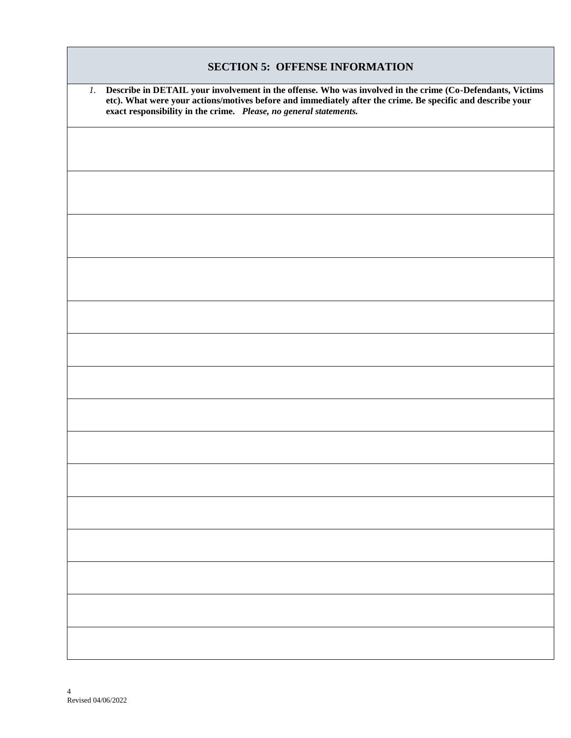## SECTION 5: OFFENSE INFORMATION

1. **Describe in DETAIL your involvement in the offense. Who was involved in the crime (Co-Defendants, Victims etc). What were your actions/motives before and immediately after the crime. Be specific and describe your exact responsibility in the crime.** ***Please, no general statements.***

| |
|---|
| |
| |
| |
| |
| |
| |
| |
| |
| |
| |
| |
| |
| |
| |
| |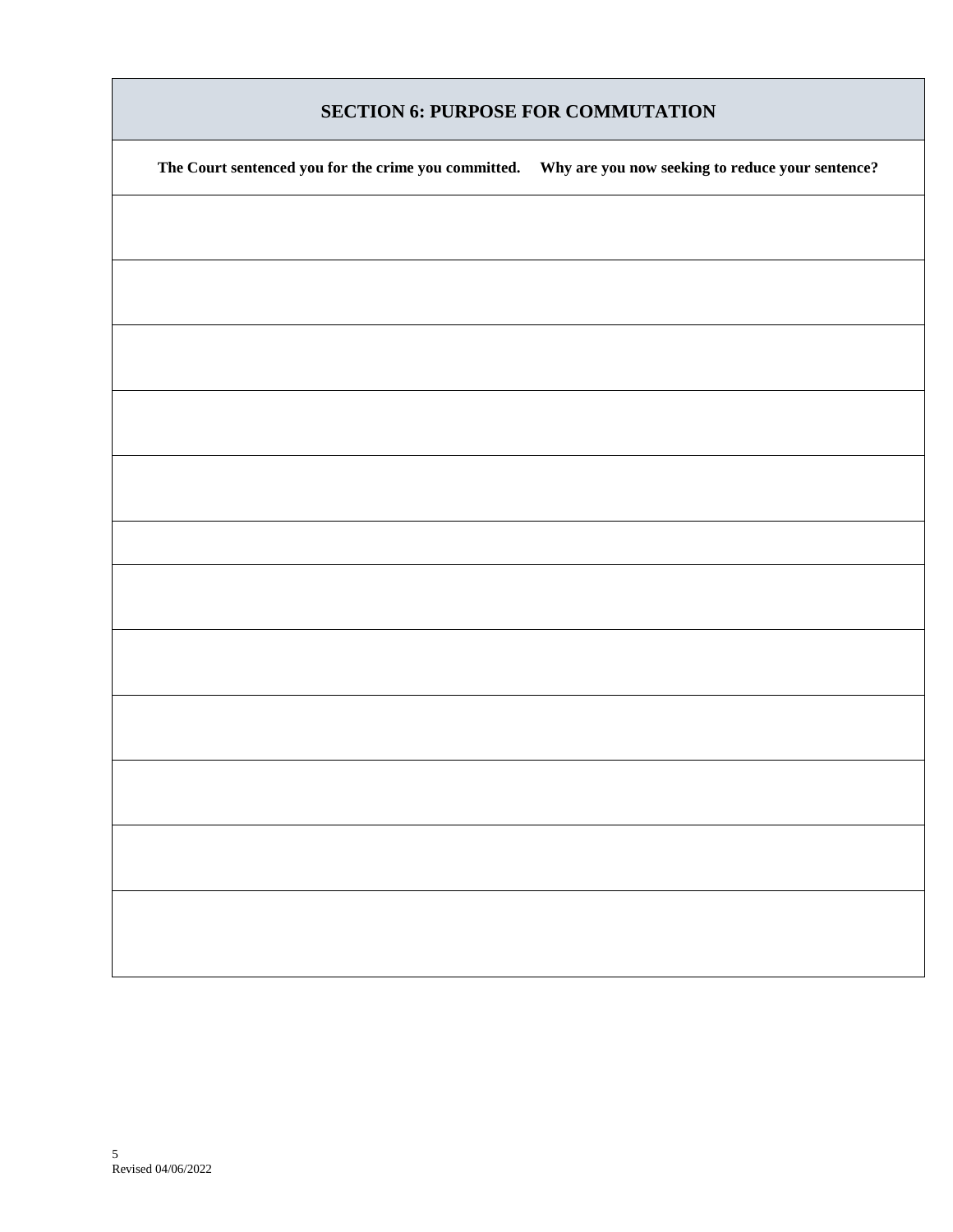## SECTION 6: PURPOSE FOR COMMUTATION

**The Court sentenced you for the crime you committed. Why are you now seeking to reduce your sentence?**

| |
|---|
| |
| |
| |
| |
| |
| |
| |
| |
| |
| |
| |

Revised 04/06/2022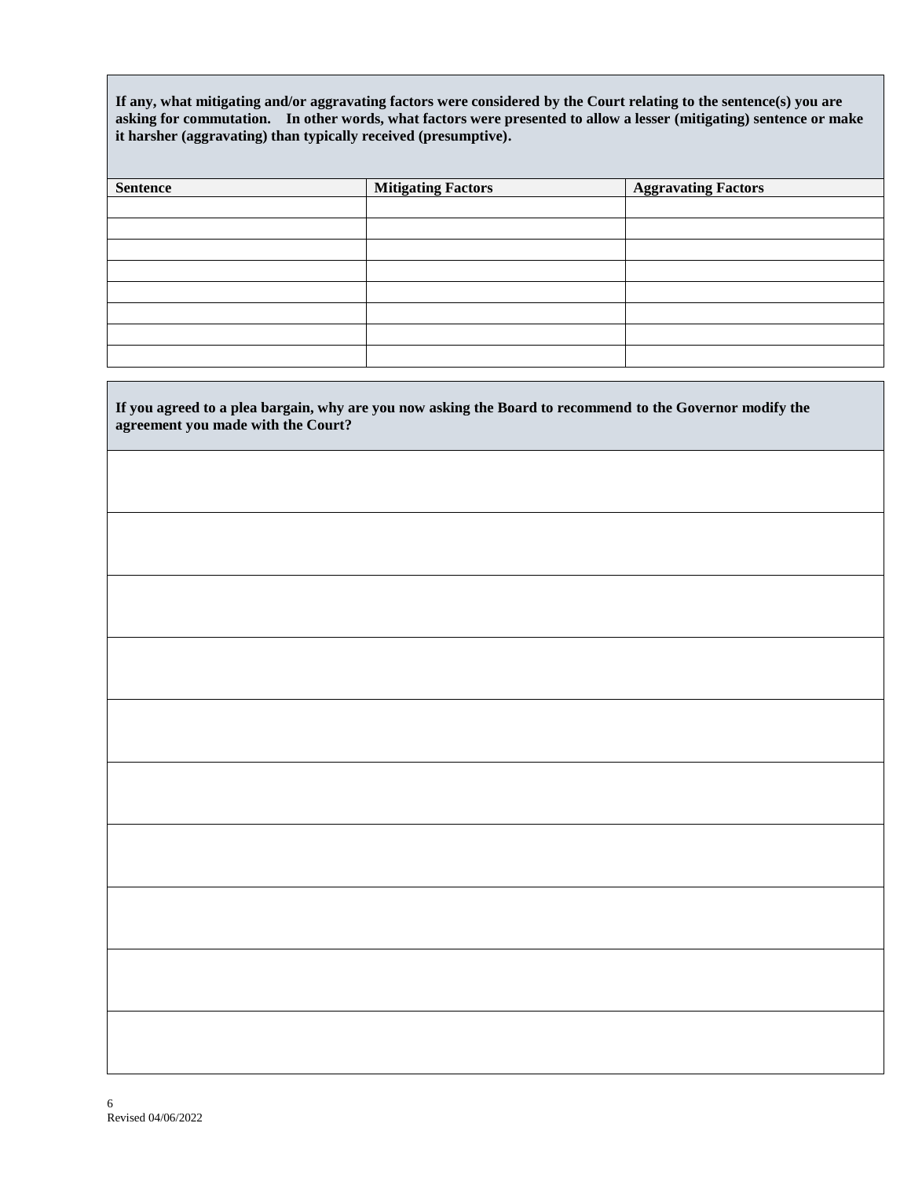**If any, what mitigating and/or aggravating factors were considered by the Court relating to the sentence(s) you are asking for commutation. In other words, what factors were presented to allow a lesser (mitigating) sentence or make it harsher (aggravating) than typically received (presumptive).**

| Sentence | Mitigating Factors | Aggravating Factors |
|---|---|---|
| | | |
| | | |
| | | |
| | | |
| | | |
| | | |
| | | |
| | | |

**If you agreed to a plea bargain, why are you now asking the Board to recommend to the Governor modify the agreement you made with the Court?**

| |
|---|
| |
| |
| |
| |
| |
| |
| |
| |
| |
| |

Revised 04/06/2022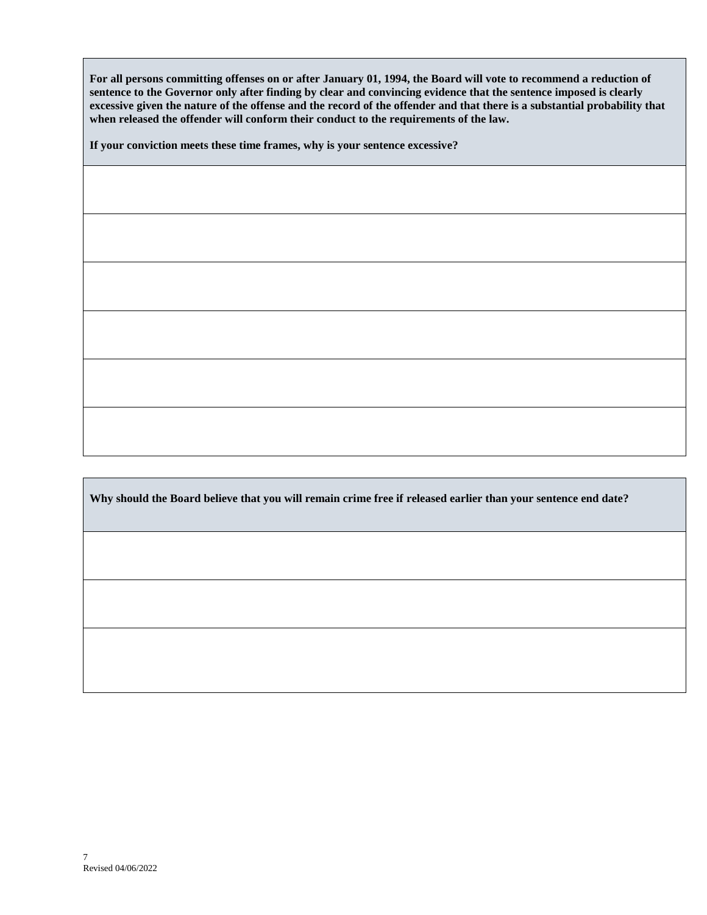**For all persons committing offenses on or after January 01, 1994, the Board will vote to recommend a reduction of sentence to the Governor only after finding by clear and convincing evidence that the sentence imposed is clearly excessive given the nature of the offense and the record of the offender and that there is a substantial probability that when released the offender will conform their conduct to the requirements of the law.**

**If your conviction meets these time frames, why is your sentence excessive?**

| |
|---|
| |
| |
| |
| |
| |
| |

**Why should the Board believe that you will remain crime free if released earlier than your sentence end date?**

| |
|---|
| |
| |
| |

Revised 04/06/2022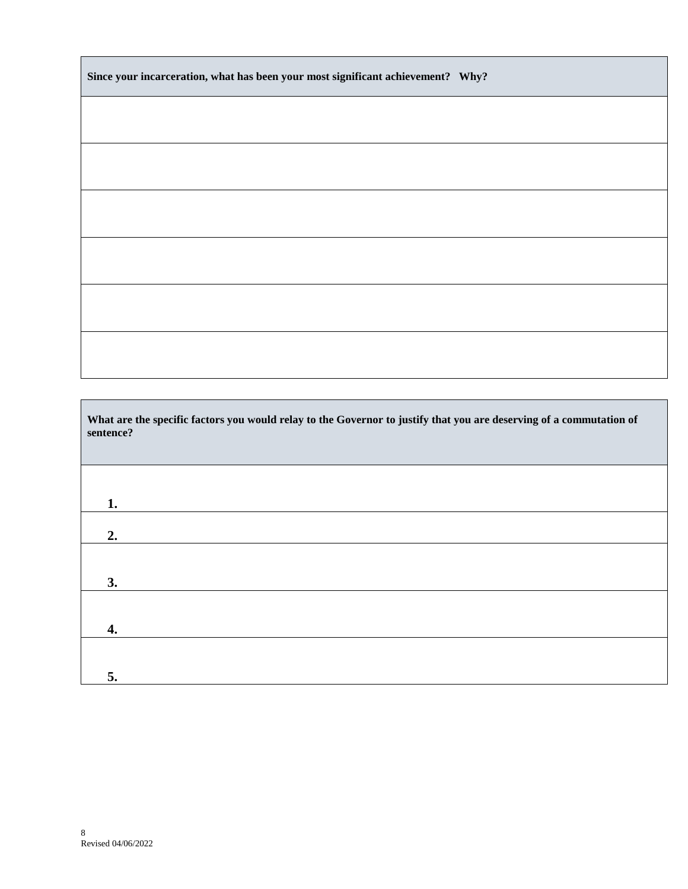| **Since your incarceration, what has been your most significant achievement? Why?** |
|---|
| |
| |
| |
| |
| |
| |

| **What are the specific factors you would relay to the Governor to justify that you are deserving of a commutation of sentence?** |
|---|
| **1.** |
| **2.** |
| **3.** |
| **4.** |
| **5.** |

Revised 04/06/2022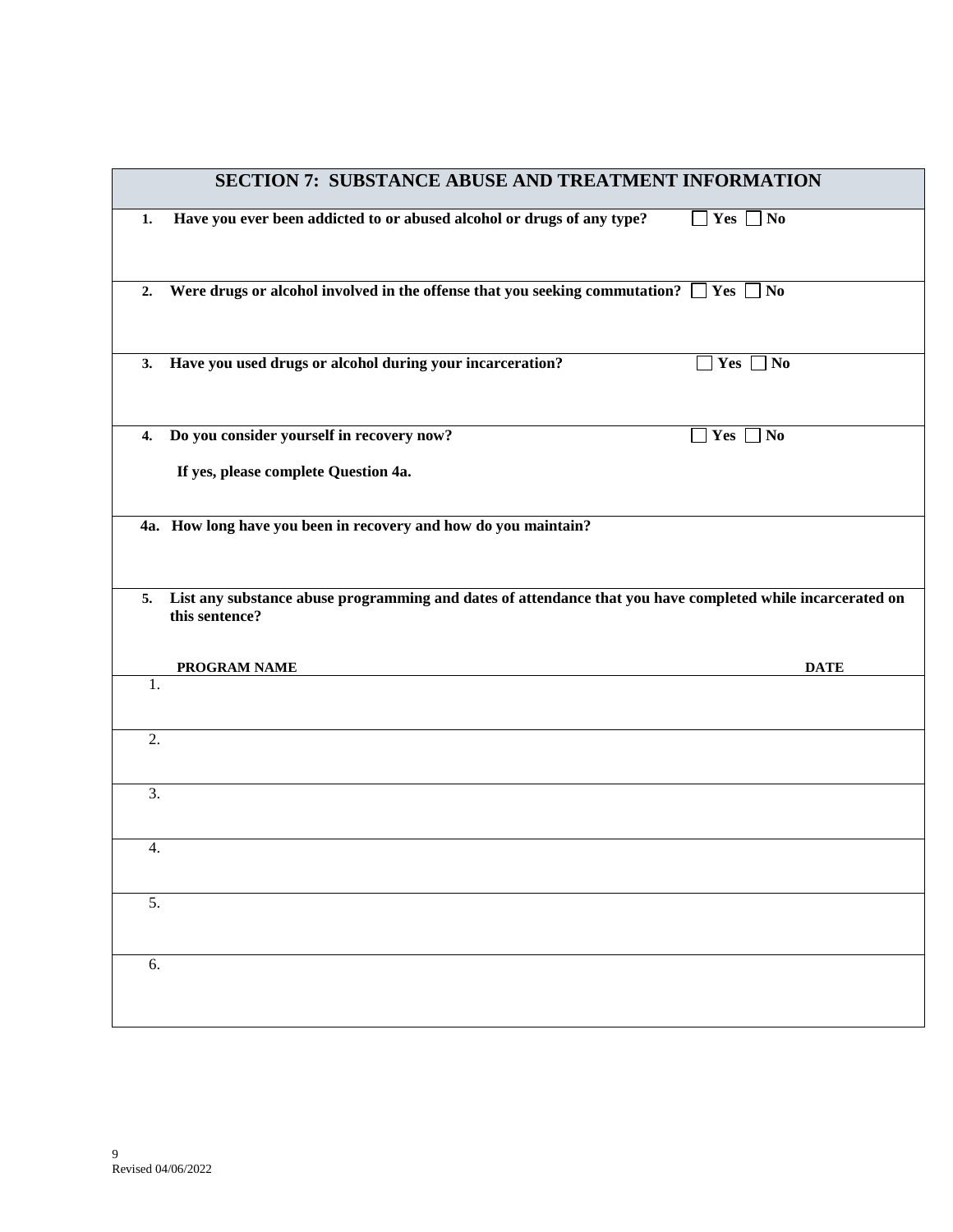## SECTION 7: SUBSTANCE ABUSE AND TREATMENT INFORMATION

**1. Have you ever been addicted to or abused alcohol or drugs of any type?** ☐ **Yes** ☐ **No**

**2. Were drugs or alcohol involved in the offense that you seeking commutation?** ☐ **Yes** ☐ **No**

**3. Have you used drugs or alcohol during your incarceration?** ☐ **Yes** ☐ **No**

**4. Do you consider yourself in recovery now?** ☐ **Yes** ☐ **No**

**If yes, please complete Question 4a.**

**4a. How long have you been in recovery and how do you maintain?**

**5. List any substance abuse programming and dates of attendance that you have completed while incarcerated on this sentence?**

| | PROGRAM NAME | DATE |
|---|---|---|
| 1. | | |
| 2. | | |
| 3. | | |
| 4. | | |
| 5. | | |
| 6. | | |

Revised 04/06/2022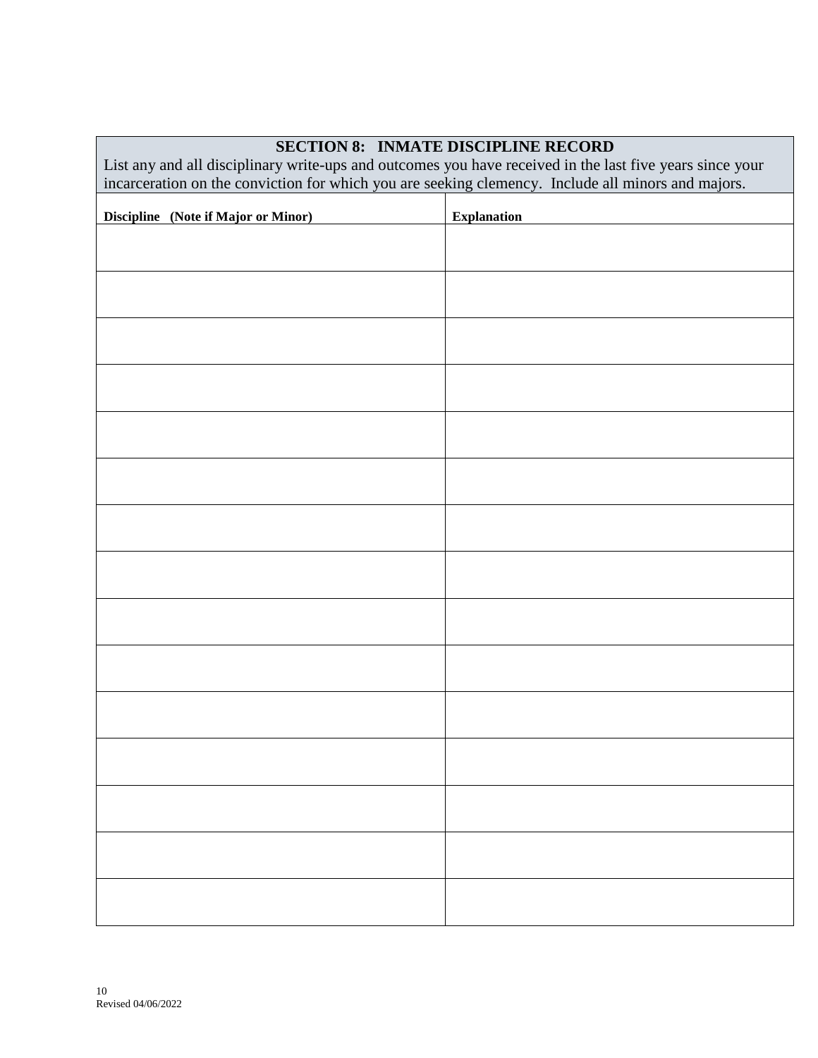## SECTION 8: INMATE DISCIPLINE RECORD

List any and all disciplinary write-ups and outcomes you have received in the last five years since your incarceration on the conviction for which you are seeking clemency. Include all minors and majors.

| Discipline (Note if Major or Minor) | Explanation |
| --- | --- |
| | |
| | |
| | |
| | |
| | |
| | |
| | |
| | |
| | |
| | |
| | |
| | |
| | |
| | |
| | |

Revised 04/06/2022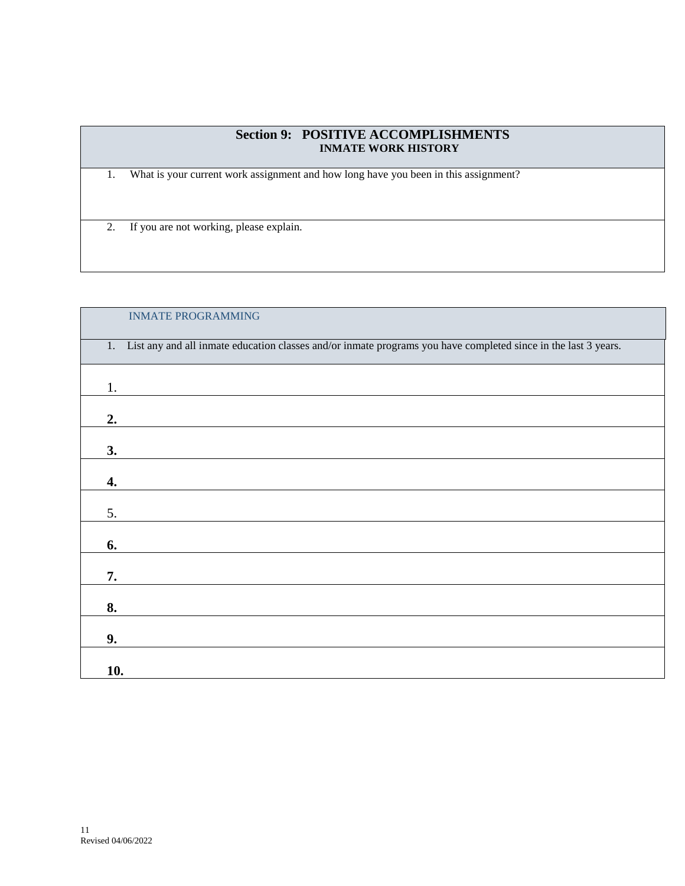## Section 9: POSITIVE ACCOMPLISHMENTS

### INMATE WORK HISTORY

1. What is your current work assignment and how long have you been in this assignment?

2. If you are not working, please explain.

### INMATE PROGRAMMING

1. List any and all inmate education classes and/or inmate programs you have completed since in the last 3 years.

| |
|---|
| 1. |
| **2.** |
| **3.** |
| **4.** |
| 5. |
| **6.** |
| **7.** |
| **8.** |
| **9.** |
| **10.** |

Revised 04/06/2022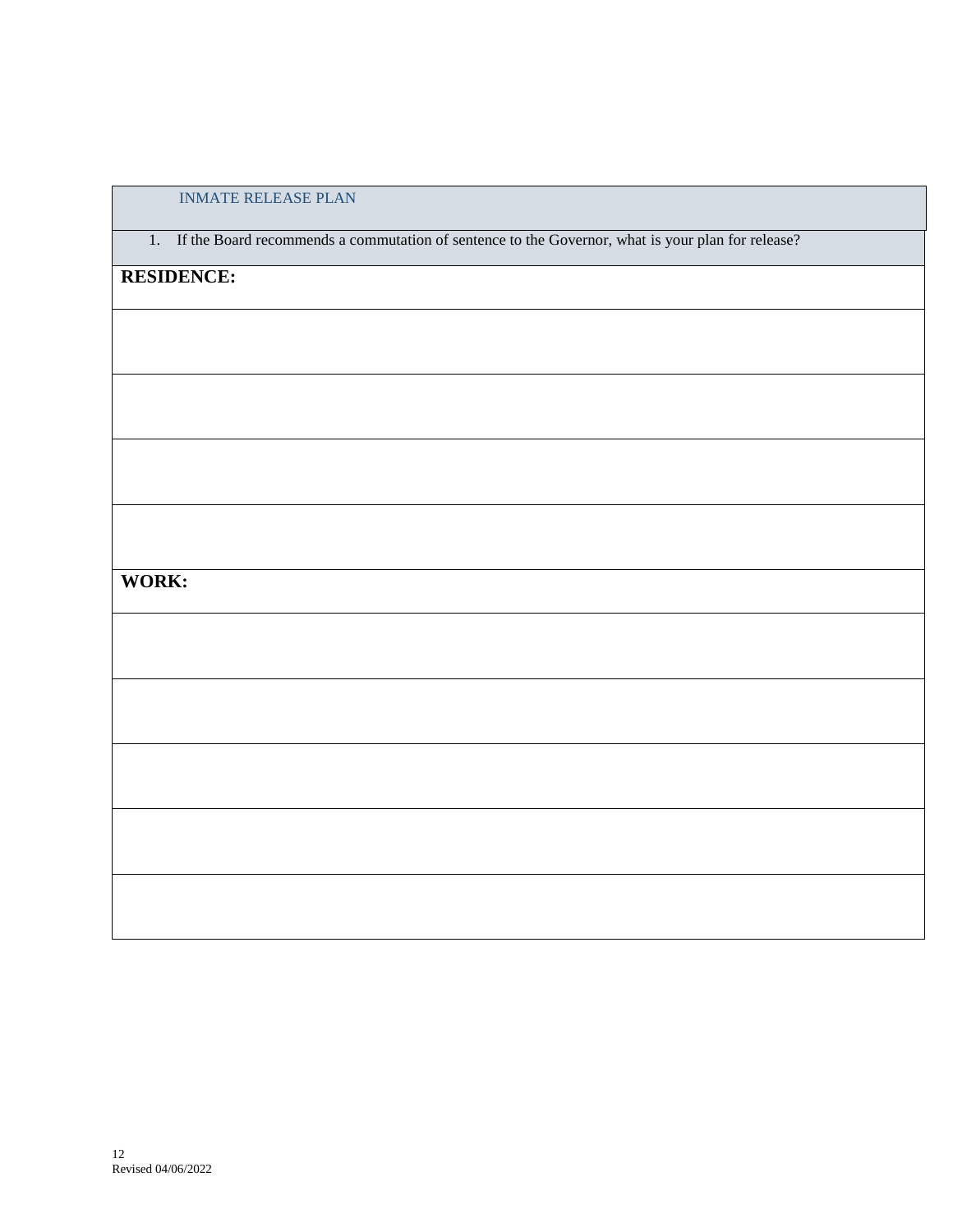| INMATE RELEASE PLAN |
| --- |
| 1. If the Board recommends a commutation of sentence to the Governor, what is your plan for release? |
| **RESIDENCE:** |
| |
| |
| |
| |
| **WORK:** |
| |
| |
| |
| |
| |

Revised 04/06/2022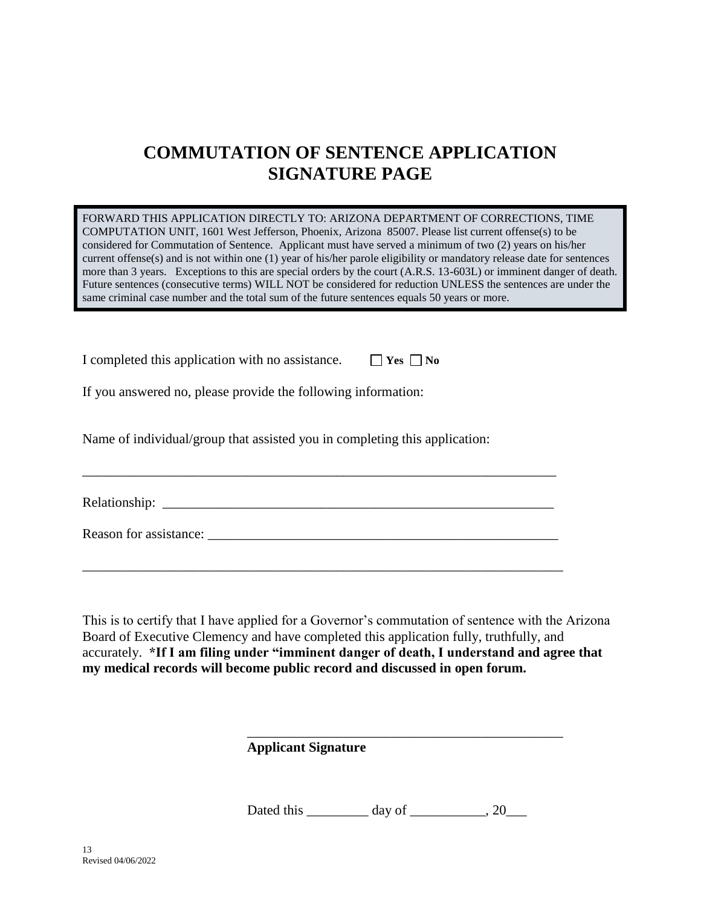# COMMUTATION OF SENTENCE APPLICATION SIGNATURE PAGE

FORWARD THIS APPLICATION DIRECTLY TO: ARIZONA DEPARTMENT OF CORRECTIONS, TIME COMPUTATION UNIT, 1601 West Jefferson, Phoenix, Arizona 85007. Please list current offense(s) to be considered for Commutation of Sentence. Applicant must have served a minimum of two (2) years on his/her current offense(s) and is not within one (1) year of his/her parole eligibility or mandatory release date for sentences more than 3 years. Exceptions to this are special orders by the court (A.R.S. 13-603L) or imminent danger of death. Future sentences (consecutive terms) WILL NOT be considered for reduction UNLESS the sentences are under the same criminal case number and the total sum of the future sentences equals 50 years or more.

I completed this application with no assistance. ☐ **Yes** ☐ **No**

If you answered no, please provide the following information:

Name of individual/group that assisted you in completing this application:

_______________________________________________________________________

Relationship: ___________________________________________________________

Reason for assistance: ____________________________________________________

_______________________________________________________________________

This is to certify that I have applied for a Governor's commutation of sentence with the Arizona Board of Executive Clemency and have completed this application fully, truthfully, and accurately. **\*If I am filing under "imminent danger of death, I understand and agree that my medical records will become public record and discussed in open forum.**

_______________________________________________

**Applicant Signature**

Dated this _________ day of ___________, 20___

Revised 04/06/2022